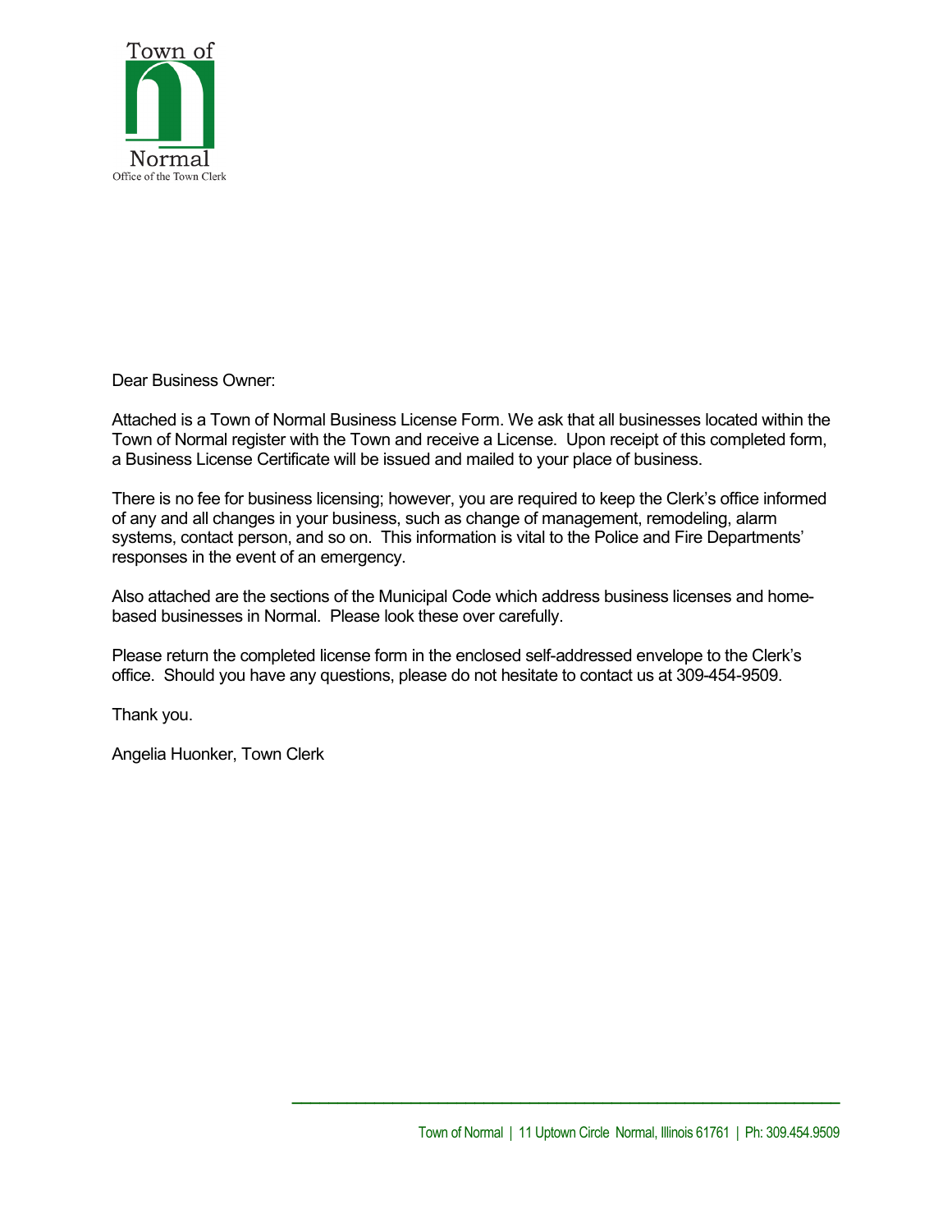Town of Normal
Office of the Town Clerk

Dear Business Owner:

Attached is a Town of Normal Business License Form. We ask that all businesses located within the Town of Normal register with the Town and receive a License. Upon receipt of this completed form, a Business License Certificate will be issued and mailed to your place of business.

There is no fee for business licensing; however, you are required to keep the Clerk's office informed of any and all changes in your business, such as change of management, remodeling, alarm systems, contact person, and so on. This information is vital to the Police and Fire Departments' responses in the event of an emergency.

Also attached are the sections of the Municipal Code which address business licenses and home-based businesses in Normal. Please look these over carefully.

Please return the completed license form in the enclosed self-addressed envelope to the Clerk's office. Should you have any questions, please do not hesitate to contact us at 309-454-9509.

Thank you.

Angelia Huonker, Town Clerk

Town of Normal | 11 Uptown Circle Normal, Illinois 61761 | Ph: 309.454.9509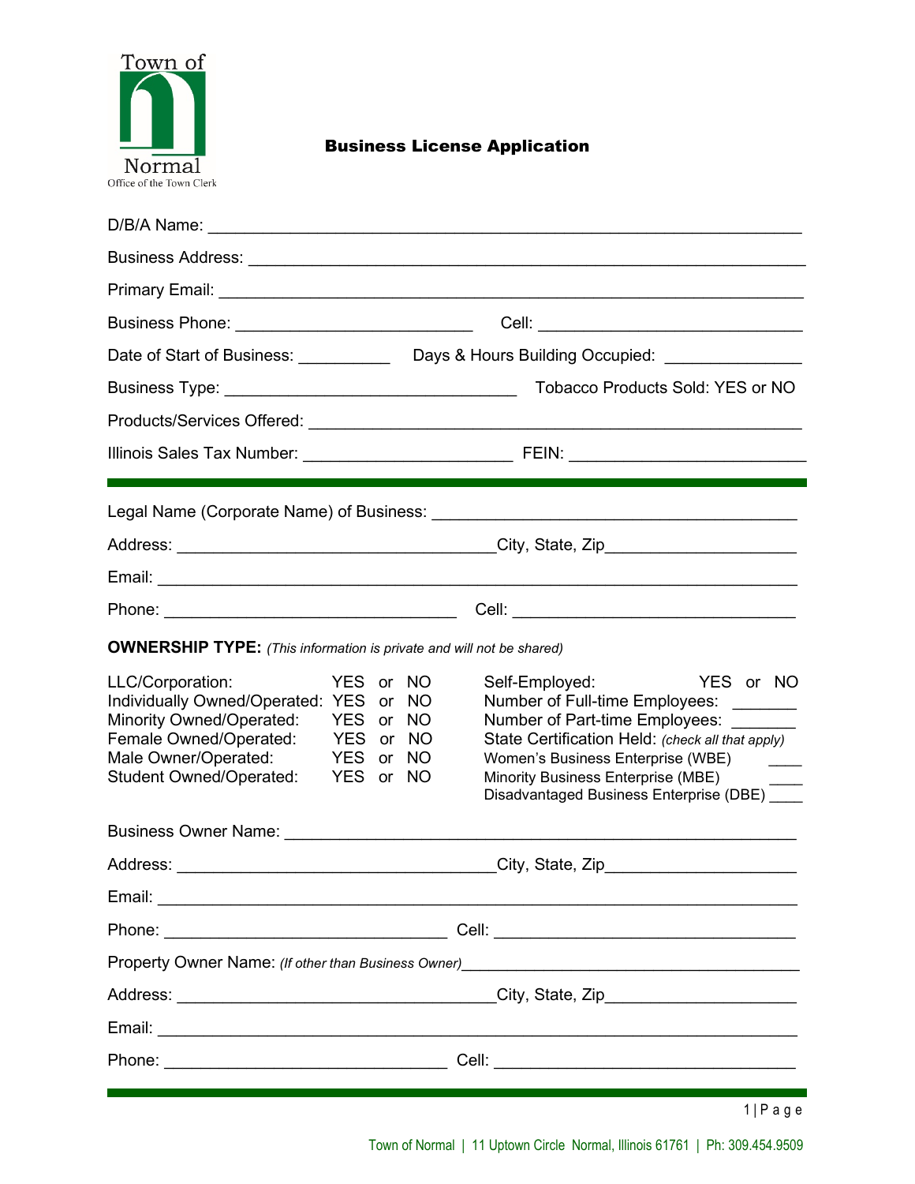Town of Normal
Office of the Town Clerk

# Business License Application

D/B/A Name: ____________________________________________________________

Business Address: ______________________________________________________

Primary Email: _________________________________________________________

Business Phone: __________________________ Cell: _____________________________

Date of Start of Business: __________ Days & Hours Building Occupied: _______________

Business Type: ________________________________ Tobacco Products Sold: YES or NO

Products/Services Offered: ______________________________________________

Illinois Sales Tax Number: ______________________ FEIN: ________________________

---

Legal Name (Corporate Name) of Business: ______________________________________

Address: ___________________________________City, State, Zip____________________

Email: _______________________________________________________________

Phone: ________________________________ Cell: ______________________________

**OWNERSHIP TYPE:** *(This information is private and will not be shared)*

| | |
|---|---|
| LLC/Corporation: YES or NO | Self-Employed: YES or NO |
| Individually Owned/Operated: YES or NO | Number of Full-time Employees: _______ |
| Minority Owned/Operated: YES or NO | Number of Part-time Employees: _______ |
| Female Owned/Operated: YES or NO | State Certification Held: *(check all that apply)* |
| Male Owner/Operated: YES or NO | Women's Business Enterprise (WBE) ____ |
| Student Owned/Operated: YES or NO | Minority Business Enterprise (MBE) ____ |
| | Disadvantaged Business Enterprise (DBE) ____ |

Business Owner Name: ____________________________________________________

Address: ___________________________________City, State, Zip____________________

Email: _______________________________________________________________

Phone: _______________________________ Cell: _________________________________

Property Owner Name: *(If other than Business Owner)*_____________________________________

Address: ___________________________________City, State, Zip____________________

Email: _______________________________________________________________

Phone: _______________________________ Cell: _________________________________

---

Town of Normal | 11 Uptown Circle Normal, Illinois 61761 | Ph: 309.454.9509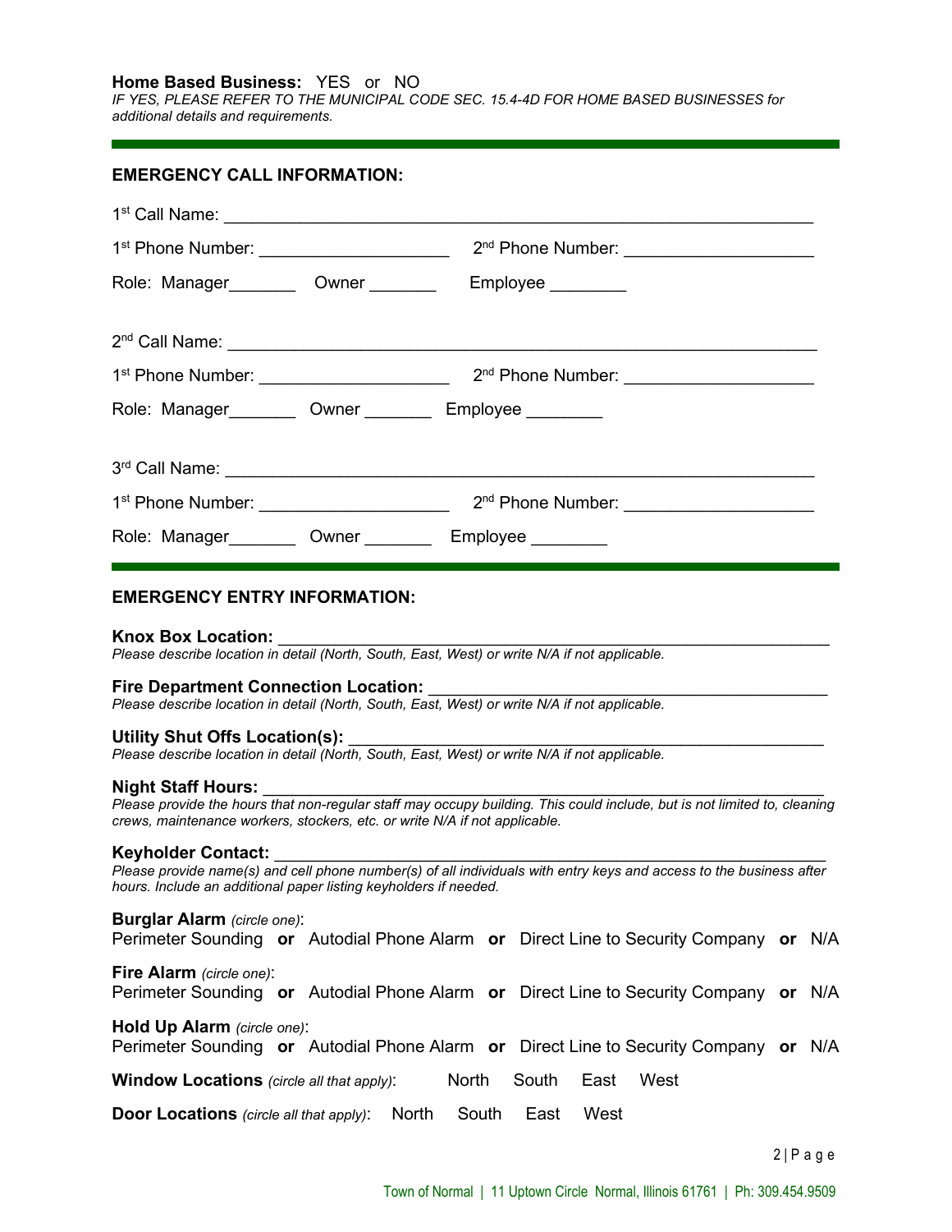**Home Based Business:** YES or NO

*IF YES, PLEASE REFER TO THE MUNICIPAL CODE SEC. 15.4-4D FOR HOME BASED BUSINESSES for additional details and requirements.*

---

## EMERGENCY CALL INFORMATION:

1st Call Name: ______________________________________________________________

1st Phone Number: ____________________ 2nd Phone Number: ____________________

Role: Manager_______ Owner _______ Employee ________

2nd Call Name: ______________________________________________________________

1st Phone Number: ____________________ 2nd Phone Number: ____________________

Role: Manager_______ Owner _______ Employee ________

3rd Call Name: ______________________________________________________________

1st Phone Number: ____________________ 2nd Phone Number: ____________________

Role: Manager_______ Owner _______ Employee ________

---

## EMERGENCY ENTRY INFORMATION:

**Knox Box Location:** ____________________________________________________________

*Please describe location in detail (North, South, East, West) or write N/A if not applicable.*

**Fire Department Connection Location:** ________________________________________

*Please describe location in detail (North, South, East, West) or write N/A if not applicable.*

**Utility Shut Offs Location(s):** ___________________________________________________

*Please describe location in detail (North, South, East, West) or write N/A if not applicable.*

**Night Staff Hours:** ______________________________________________________________

*Please provide the hours that non-regular staff may occupy building. This could include, but is not limited to, cleaning crews, maintenance workers, stockers, etc. or write N/A if not applicable.*

**Keyholder Contact:** ______________________________________________________________

*Please provide name(s) and cell phone number(s) of all individuals with entry keys and access to the business after hours. Include an additional paper listing keyholders if needed.*

**Burglar Alarm** *(circle one)*:
Perimeter Sounding **or** Autodial Phone Alarm **or** Direct Line to Security Company **or** N/A

**Fire Alarm** *(circle one)*:
Perimeter Sounding **or** Autodial Phone Alarm **or** Direct Line to Security Company **or** N/A

**Hold Up Alarm** *(circle one)*:
Perimeter Sounding **or** Autodial Phone Alarm **or** Direct Line to Security Company **or** N/A

**Window Locations** *(circle all that apply)*: North South East West

**Door Locations** *(circle all that apply)*: North South East West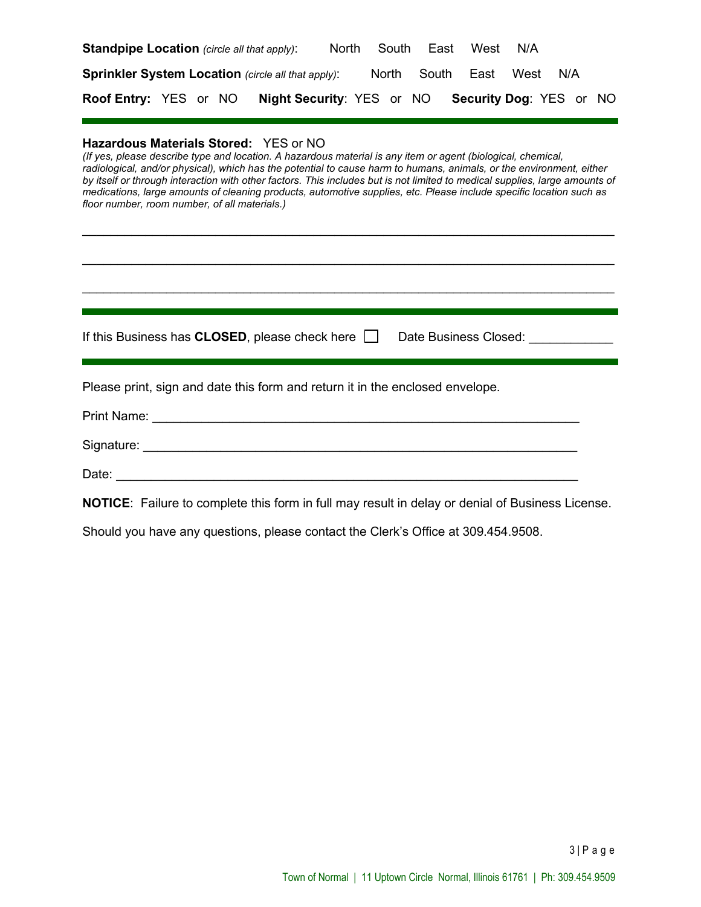**Standpipe Location** *(circle all that apply)*: North South East West N/A

**Sprinkler System Location** *(circle all that apply)*: North South East West N/A

**Roof Entry:** YES or NO **Night Security**: YES or NO **Security Dog**: YES or NO

---

**Hazardous Materials Stored:** YES or NO

*(If yes, please describe type and location. A hazardous material is any item or agent (biological, chemical, radiological, and/or physical), which has the potential to cause harm to humans, animals, or the environment, either by itself or through interaction with other factors. This includes but is not limited to medical supplies, large amounts of medications, large amounts of cleaning products, automotive supplies, etc. Please include specific location such as floor number, room number, of all materials.)*

\_\_\_\_\_\_\_\_\_\_\_\_\_\_\_\_\_\_\_\_\_\_\_\_\_\_\_\_\_\_\_\_\_\_\_\_\_\_\_\_\_\_\_\_\_\_\_\_\_\_\_\_\_\_\_\_\_\_\_\_\_\_\_\_\_\_\_\_\_\_

\_\_\_\_\_\_\_\_\_\_\_\_\_\_\_\_\_\_\_\_\_\_\_\_\_\_\_\_\_\_\_\_\_\_\_\_\_\_\_\_\_\_\_\_\_\_\_\_\_\_\_\_\_\_\_\_\_\_\_\_\_\_\_\_\_\_\_\_\_\_

\_\_\_\_\_\_\_\_\_\_\_\_\_\_\_\_\_\_\_\_\_\_\_\_\_\_\_\_\_\_\_\_\_\_\_\_\_\_\_\_\_\_\_\_\_\_\_\_\_\_\_\_\_\_\_\_\_\_\_\_\_\_\_\_\_\_\_\_\_\_

---

If this Business has **CLOSED**, please check here ☐ Date Business Closed: \_\_\_\_\_\_\_\_\_\_\_\_

---

Please print, sign and date this form and return it in the enclosed envelope.

Print Name: \_\_\_\_\_\_\_\_\_\_\_\_\_\_\_\_\_\_\_\_\_\_\_\_\_\_\_\_\_\_\_\_\_\_\_\_\_\_\_\_\_\_\_\_\_\_\_\_\_\_\_\_\_\_\_\_\_\_\_\_

Signature: \_\_\_\_\_\_\_\_\_\_\_\_\_\_\_\_\_\_\_\_\_\_\_\_\_\_\_\_\_\_\_\_\_\_\_\_\_\_\_\_\_\_\_\_\_\_\_\_\_\_\_\_\_\_\_\_\_\_\_\_\_

Date: \_\_\_\_\_\_\_\_\_\_\_\_\_\_\_\_\_\_\_\_\_\_\_\_\_\_\_\_\_\_\_\_\_\_\_\_\_\_\_\_\_\_\_\_\_\_\_\_\_\_\_\_\_\_\_\_\_\_\_\_\_\_\_\_\_

**NOTICE**: Failure to complete this form in full may result in delay or denial of Business License.

Should you have any questions, please contact the Clerk's Office at 309.454.9508.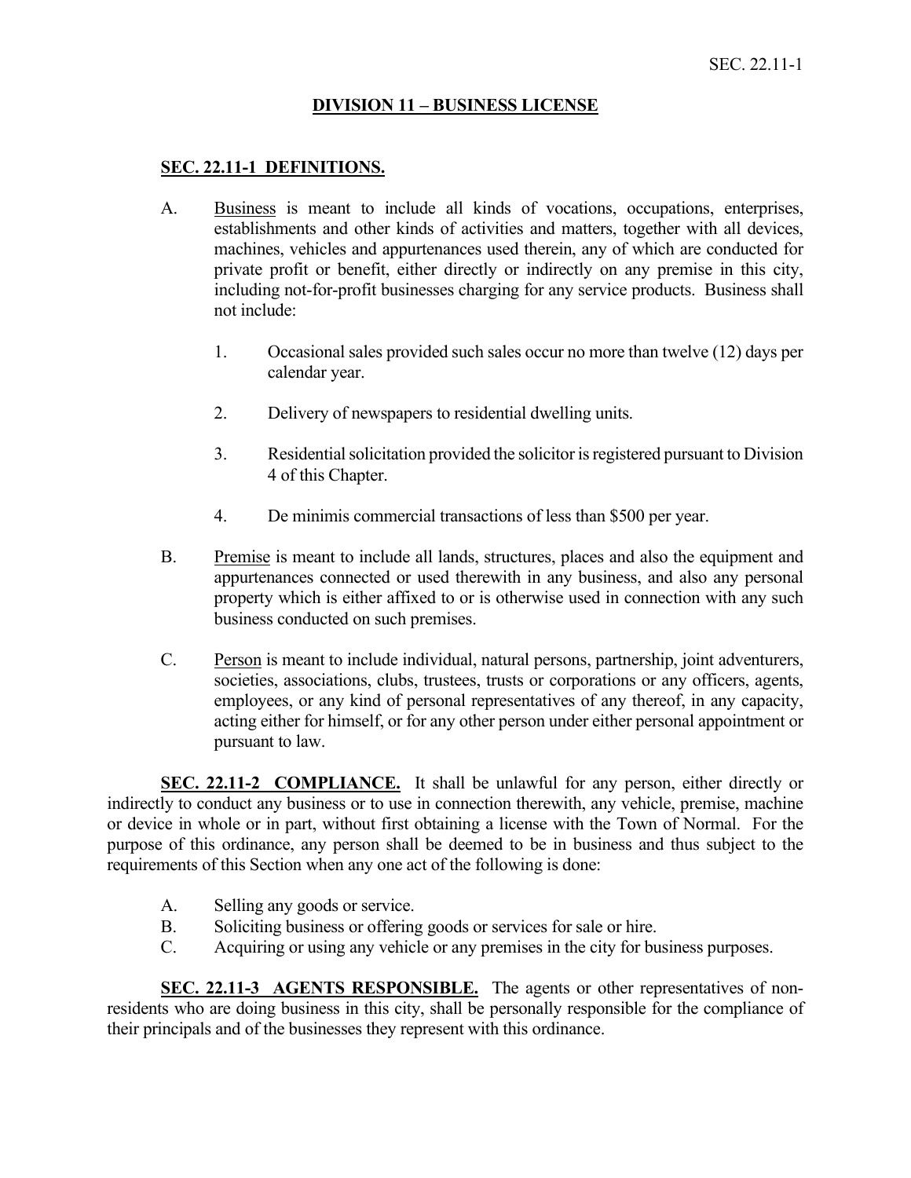## DIVISION 11 – BUSINESS LICENSE

### SEC. 22.11-1 DEFINITIONS.

A. Business is meant to include all kinds of vocations, occupations, enterprises, establishments and other kinds of activities and matters, together with all devices, machines, vehicles and appurtenances used therein, any of which are conducted for private profit or benefit, either directly or indirectly on any premise in this city, including not-for-profit businesses charging for any service products. Business shall not include:

1. Occasional sales provided such sales occur no more than twelve (12) days per calendar year.

2. Delivery of newspapers to residential dwelling units.

3. Residential solicitation provided the solicitor is registered pursuant to Division 4 of this Chapter.

4. De minimis commercial transactions of less than $500 per year.

B. Premise is meant to include all lands, structures, places and also the equipment and appurtenances connected or used therewith in any business, and also any personal property which is either affixed to or is otherwise used in connection with any such business conducted on such premises.

C. Person is meant to include individual, natural persons, partnership, joint adventurers, societies, associations, clubs, trustees, trusts or corporations or any officers, agents, employees, or any kind of personal representatives of any thereof, in any capacity, acting either for himself, or for any other person under either personal appointment or pursuant to law.

**SEC. 22.11-2 COMPLIANCE.** It shall be unlawful for any person, either directly or indirectly to conduct any business or to use in connection therewith, any vehicle, premise, machine or device in whole or in part, without first obtaining a license with the Town of Normal. For the purpose of this ordinance, any person shall be deemed to be in business and thus subject to the requirements of this Section when any one act of the following is done:

A. Selling any goods or service.
B. Soliciting business or offering goods or services for sale or hire.
C. Acquiring or using any vehicle or any premises in the city for business purposes.

**SEC. 22.11-3 AGENTS RESPONSIBLE.** The agents or other representatives of non-residents who are doing business in this city, shall be personally responsible for the compliance of their principals and of the businesses they represent with this ordinance.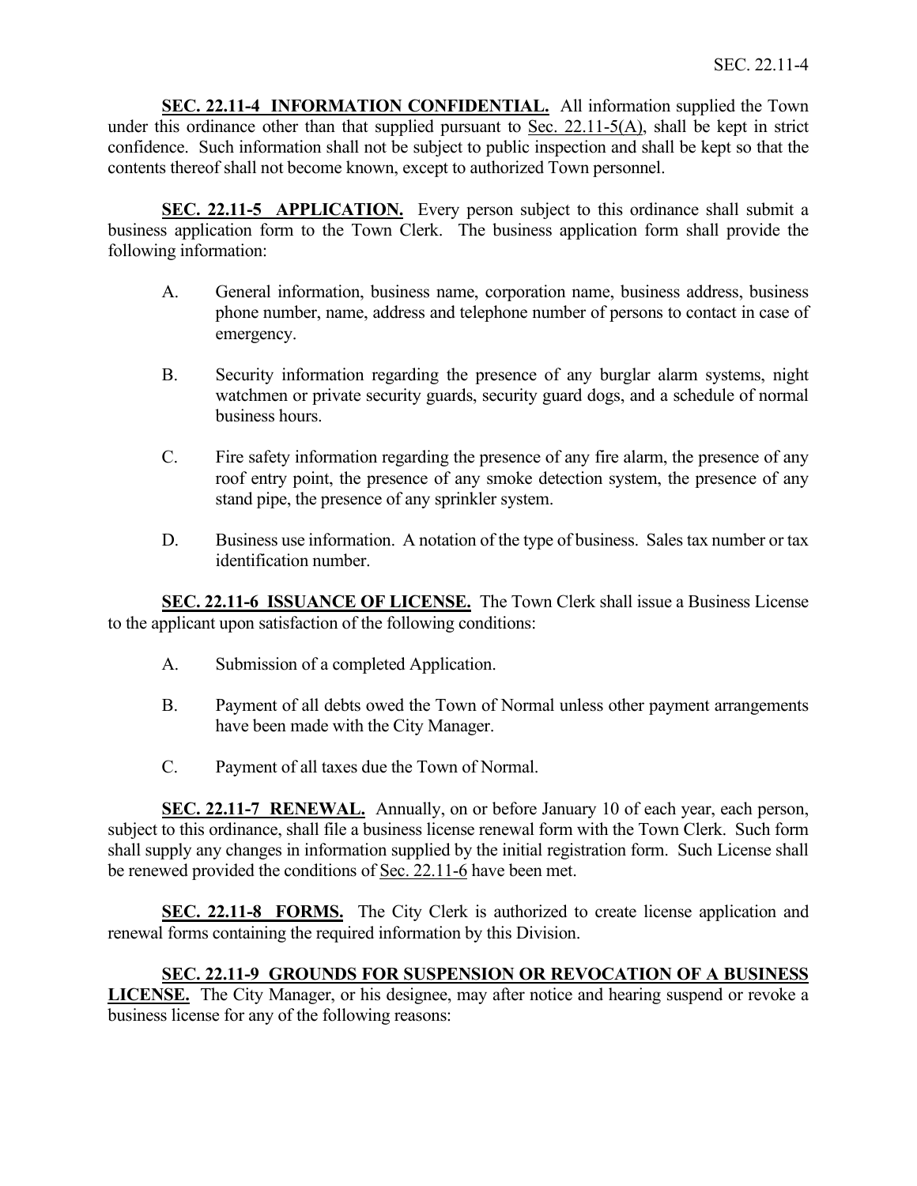**SEC. 22.11-4 INFORMATION CONFIDENTIAL.** All information supplied the Town under this ordinance other than that supplied pursuant to Sec. 22.11-5(A), shall be kept in strict confidence. Such information shall not be subject to public inspection and shall be kept so that the contents thereof shall not become known, except to authorized Town personnel.

**SEC. 22.11-5 APPLICATION.** Every person subject to this ordinance shall submit a business application form to the Town Clerk. The business application form shall provide the following information:

A. General information, business name, corporation name, business address, business phone number, name, address and telephone number of persons to contact in case of emergency.

B. Security information regarding the presence of any burglar alarm systems, night watchmen or private security guards, security guard dogs, and a schedule of normal business hours.

C. Fire safety information regarding the presence of any fire alarm, the presence of any roof entry point, the presence of any smoke detection system, the presence of any stand pipe, the presence of any sprinkler system.

D. Business use information. A notation of the type of business. Sales tax number or tax identification number.

**SEC. 22.11-6 ISSUANCE OF LICENSE.** The Town Clerk shall issue a Business License to the applicant upon satisfaction of the following conditions:

A. Submission of a completed Application.

B. Payment of all debts owed the Town of Normal unless other payment arrangements have been made with the City Manager.

C. Payment of all taxes due the Town of Normal.

**SEC. 22.11-7 RENEWAL.** Annually, on or before January 10 of each year, each person, subject to this ordinance, shall file a business license renewal form with the Town Clerk. Such form shall supply any changes in information supplied by the initial registration form. Such License shall be renewed provided the conditions of Sec. 22.11-6 have been met.

**SEC. 22.11-8 FORMS.** The City Clerk is authorized to create license application and renewal forms containing the required information by this Division.

**SEC. 22.11-9 GROUNDS FOR SUSPENSION OR REVOCATION OF A BUSINESS LICENSE.** The City Manager, or his designee, may after notice and hearing suspend or revoke a business license for any of the following reasons: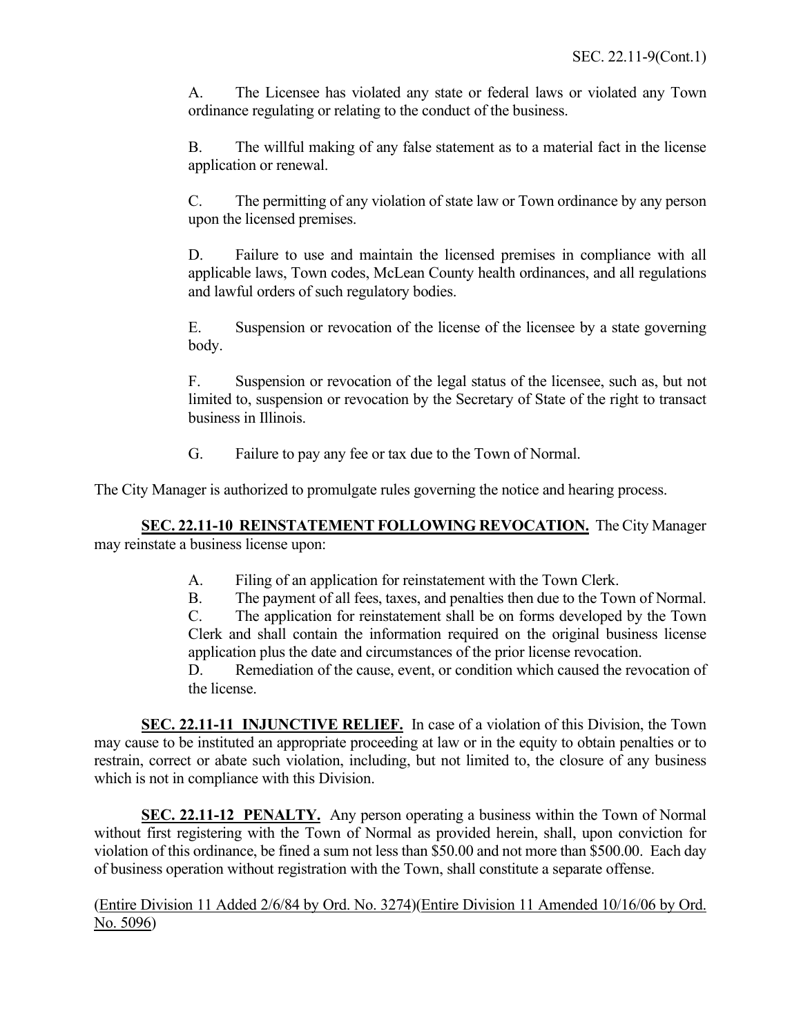A. The Licensee has violated any state or federal laws or violated any Town ordinance regulating or relating to the conduct of the business.

B. The willful making of any false statement as to a material fact in the license application or renewal.

C. The permitting of any violation of state law or Town ordinance by any person upon the licensed premises.

D. Failure to use and maintain the licensed premises in compliance with all applicable laws, Town codes, McLean County health ordinances, and all regulations and lawful orders of such regulatory bodies.

E. Suspension or revocation of the license of the licensee by a state governing body.

F. Suspension or revocation of the legal status of the licensee, such as, but not limited to, suspension or revocation by the Secretary of State of the right to transact business in Illinois.

G. Failure to pay any fee or tax due to the Town of Normal.

The City Manager is authorized to promulgate rules governing the notice and hearing process.

**SEC. 22.11-10 REINSTATEMENT FOLLOWING REVOCATION.** The City Manager may reinstate a business license upon:

A. Filing of an application for reinstatement with the Town Clerk.
B. The payment of all fees, taxes, and penalties then due to the Town of Normal.
C. The application for reinstatement shall be on forms developed by the Town Clerk and shall contain the information required on the original business license application plus the date and circumstances of the prior license revocation.
D. Remediation of the cause, event, or condition which caused the revocation of the license.

**SEC. 22.11-11 INJUNCTIVE RELIEF.** In case of a violation of this Division, the Town may cause to be instituted an appropriate proceeding at law or in the equity to obtain penalties or to restrain, correct or abate such violation, including, but not limited to, the closure of any business which is not in compliance with this Division.

**SEC. 22.11-12 PENALTY.** Any person operating a business within the Town of Normal without first registering with the Town of Normal as provided herein, shall, upon conviction for violation of this ordinance, be fined a sum not less than $50.00 and not more than $500.00. Each day of business operation without registration with the Town, shall constitute a separate offense.

(Entire Division 11 Added 2/6/84 by Ord. No. 3274)(Entire Division 11 Amended 10/16/06 by Ord. No. 5096)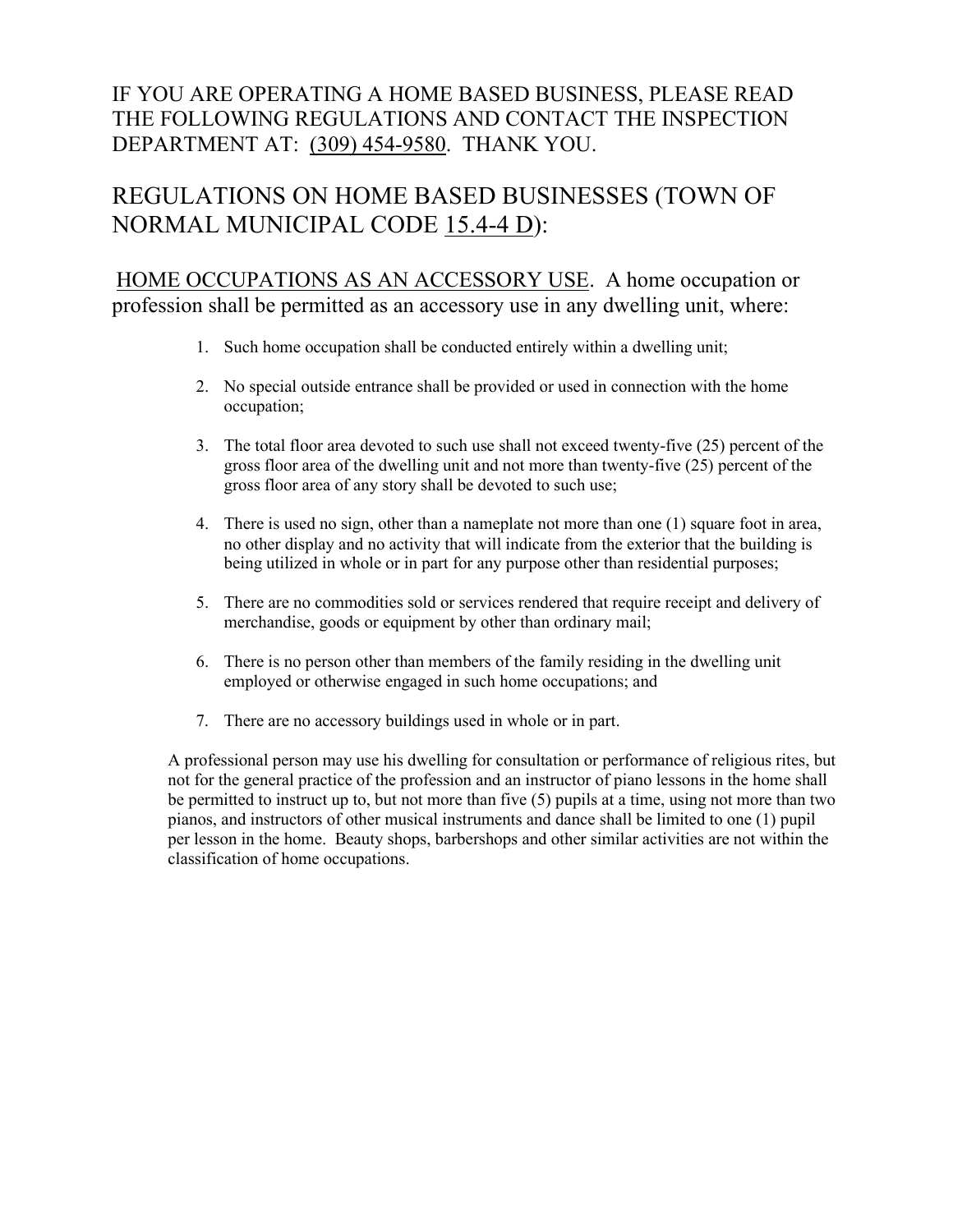IF YOU ARE OPERATING A HOME BASED BUSINESS, PLEASE READ THE FOLLOWING REGULATIONS AND CONTACT THE INSPECTION DEPARTMENT AT: (309) 454-9580. THANK YOU.

## REGULATIONS ON HOME BASED BUSINESSES (TOWN OF NORMAL MUNICIPAL CODE 15.4-4 D):

HOME OCCUPATIONS AS AN ACCESSORY USE. A home occupation or profession shall be permitted as an accessory use in any dwelling unit, where:

1. Such home occupation shall be conducted entirely within a dwelling unit;
2. No special outside entrance shall be provided or used in connection with the home occupation;
3. The total floor area devoted to such use shall not exceed twenty-five (25) percent of the gross floor area of the dwelling unit and not more than twenty-five (25) percent of the gross floor area of any story shall be devoted to such use;
4. There is used no sign, other than a nameplate not more than one (1) square foot in area, no other display and no activity that will indicate from the exterior that the building is being utilized in whole or in part for any purpose other than residential purposes;
5. There are no commodities sold or services rendered that require receipt and delivery of merchandise, goods or equipment by other than ordinary mail;
6. There is no person other than members of the family residing in the dwelling unit employed or otherwise engaged in such home occupations; and
7. There are no accessory buildings used in whole or in part.

A professional person may use his dwelling for consultation or performance of religious rites, but not for the general practice of the profession and an instructor of piano lessons in the home shall be permitted to instruct up to, but not more than five (5) pupils at a time, using not more than two pianos, and instructors of other musical instruments and dance shall be limited to one (1) pupil per lesson in the home. Beauty shops, barbershops and other similar activities are not within the classification of home occupations.